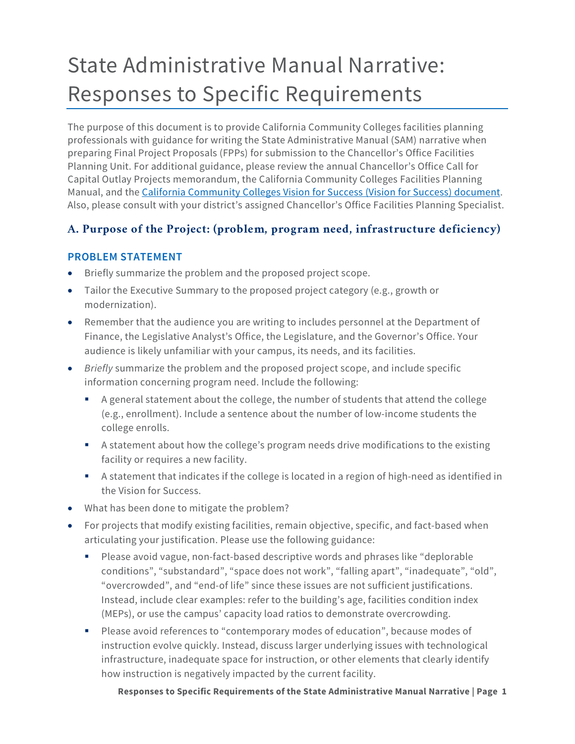# State Administrative Manual Narrative: Responses to Specific Requirements

The purpose of this document is to provide California Community Colleges facilities planning professionals with guidance for writing the State Administrative Manual (SAM) narrative when preparing Final Project Proposals (FPPs) for submission to the Chancellor's Office Facilities Planning Unit. For additional guidance, please review the annual Chancellor's Office Call for Capital Outlay Projects memorandum, the California Community Colleges Facilities Planning Manual, and the [California Community Colleges Vision for Success (Vision for Success) document](). Also, please consult with your district's assigned Chancellor's Office Facilities Planning Specialist.

## A. Purpose of the Project: (problem, program need, infrastructure deficiency)

### PROBLEM STATEMENT

- Briefly summarize the problem and the proposed project scope.
- Tailor the Executive Summary to the proposed project category (e.g., growth or modernization).
- Remember that the audience you are writing to includes personnel at the Department of Finance, the Legislative Analyst's Office, the Legislature, and the Governor's Office. Your audience is likely unfamiliar with your campus, its needs, and its facilities.
- *Briefly* summarize the problem and the proposed project scope, and include specific information concerning program need. Include the following:
  - A general statement about the college, the number of students that attend the college (e.g., enrollment). Include a sentence about the number of low-income students the college enrolls.
  - A statement about how the college's program needs drive modifications to the existing facility or requires a new facility.
  - A statement that indicates if the college is located in a region of high-need as identified in the Vision for Success.
- What has been done to mitigate the problem?
- For projects that modify existing facilities, remain objective, specific, and fact-based when articulating your justification. Please use the following guidance:
  - Please avoid vague, non-fact-based descriptive words and phrases like "deplorable conditions", "substandard", "space does not work", "falling apart", "inadequate", "old", "overcrowded", and "end-of life" since these issues are not sufficient justifications. Instead, include clear examples: refer to the building's age, facilities condition index (MEPs), or use the campus' capacity load ratios to demonstrate overcrowding.
  - Please avoid references to "contemporary modes of education", because modes of instruction evolve quickly. Instead, discuss larger underlying issues with technological infrastructure, inadequate space for instruction, or other elements that clearly identify how instruction is negatively impacted by the current facility.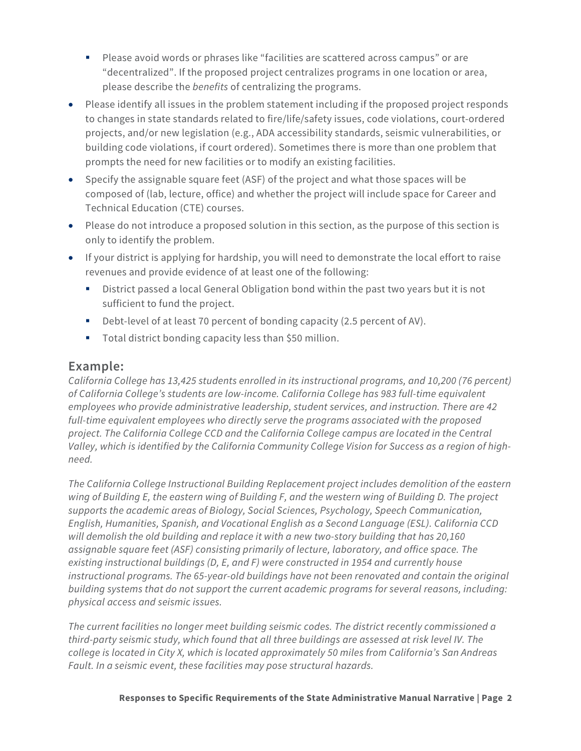- Please avoid words or phrases like "facilities are scattered across campus" or are "decentralized". If the proposed project centralizes programs in one location or area, please describe the *benefits* of centralizing the programs.
- Please identify all issues in the problem statement including if the proposed project responds to changes in state standards related to fire/life/safety issues, code violations, court-ordered projects, and/or new legislation (e.g., ADA accessibility standards, seismic vulnerabilities, or building code violations, if court ordered). Sometimes there is more than one problem that prompts the need for new facilities or to modify an existing facilities.
- Specify the assignable square feet (ASF) of the project and what those spaces will be composed of (lab, lecture, office) and whether the project will include space for Career and Technical Education (CTE) courses.
- Please do not introduce a proposed solution in this section, as the purpose of this section is only to identify the problem.
- If your district is applying for hardship, you will need to demonstrate the local effort to raise revenues and provide evidence of at least one of the following:
  - District passed a local General Obligation bond within the past two years but it is not sufficient to fund the project.
  - Debt-level of at least 70 percent of bonding capacity (2.5 percent of AV).
  - Total district bonding capacity less than $50 million.

## Example:

*California College has 13,425 students enrolled in its instructional programs, and 10,200 (76 percent) of California College's students are low-income. California College has 983 full-time equivalent employees who provide administrative leadership, student services, and instruction. There are 42 full-time equivalent employees who directly serve the programs associated with the proposed project. The California College CCD and the California College campus are located in the Central Valley, which is identified by the California Community College Vision for Success as a region of high-need.*

*The California College Instructional Building Replacement project includes demolition of the eastern wing of Building E, the eastern wing of Building F, and the western wing of Building D. The project supports the academic areas of Biology, Social Sciences, Psychology, Speech Communication, English, Humanities, Spanish, and Vocational English as a Second Language (ESL). California CCD will demolish the old building and replace it with a new two-story building that has 20,160 assignable square feet (ASF) consisting primarily of lecture, laboratory, and office space. The existing instructional buildings (D, E, and F) were constructed in 1954 and currently house instructional programs. The 65-year-old buildings have not been renovated and contain the original building systems that do not support the current academic programs for several reasons, including: physical access and seismic issues.*

*The current facilities no longer meet building seismic codes. The district recently commissioned a third-party seismic study, which found that all three buildings are assessed at risk level IV. The college is located in City X, which is located approximately 50 miles from California's San Andreas Fault. In a seismic event, these facilities may pose structural hazards.*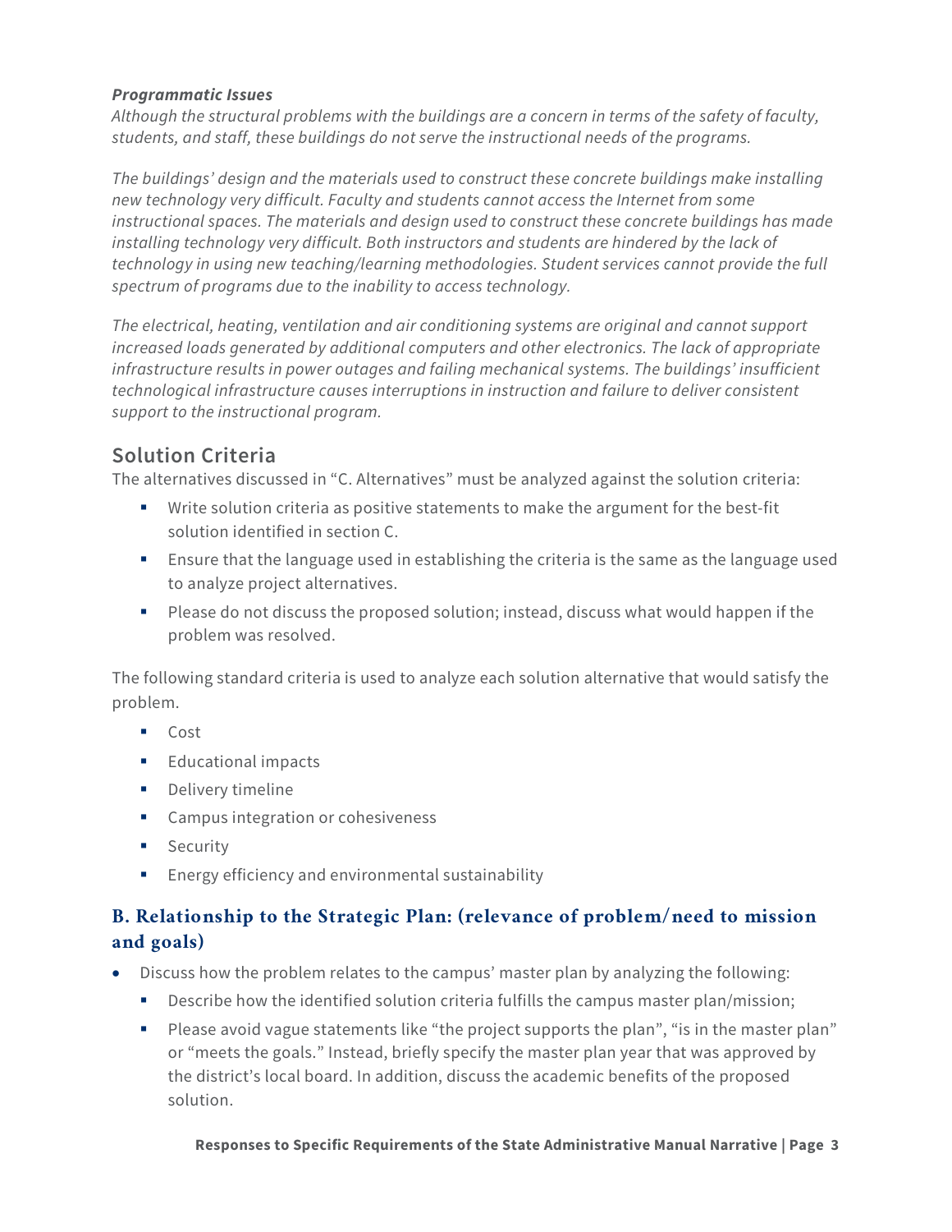***Programmatic Issues***

*Although the structural problems with the buildings are a concern in terms of the safety of faculty, students, and staff, these buildings do not serve the instructional needs of the programs.*

*The buildings' design and the materials used to construct these concrete buildings make installing new technology very difficult. Faculty and students cannot access the Internet from some instructional spaces. The materials and design used to construct these concrete buildings has made installing technology very difficult. Both instructors and students are hindered by the lack of technology in using new teaching/learning methodologies. Student services cannot provide the full spectrum of programs due to the inability to access technology.*

*The electrical, heating, ventilation and air conditioning systems are original and cannot support increased loads generated by additional computers and other electronics. The lack of appropriate infrastructure results in power outages and failing mechanical systems. The buildings' insufficient technological infrastructure causes interruptions in instruction and failure to deliver consistent support to the instructional program.*

## Solution Criteria

The alternatives discussed in "C. Alternatives" must be analyzed against the solution criteria:

- Write solution criteria as positive statements to make the argument for the best-fit solution identified in section C.
- Ensure that the language used in establishing the criteria is the same as the language used to analyze project alternatives.
- Please do not discuss the proposed solution; instead, discuss what would happen if the problem was resolved.

The following standard criteria is used to analyze each solution alternative that would satisfy the problem.

- Cost
- Educational impacts
- Delivery timeline
- Campus integration or cohesiveness
- Security
- Energy efficiency and environmental sustainability

## B. Relationship to the Strategic Plan: (relevance of problem/need to mission and goals)

- Discuss how the problem relates to the campus' master plan by analyzing the following:
  - Describe how the identified solution criteria fulfills the campus master plan/mission;
  - Please avoid vague statements like "the project supports the plan", "is in the master plan" or "meets the goals." Instead, briefly specify the master plan year that was approved by the district's local board. In addition, discuss the academic benefits of the proposed solution.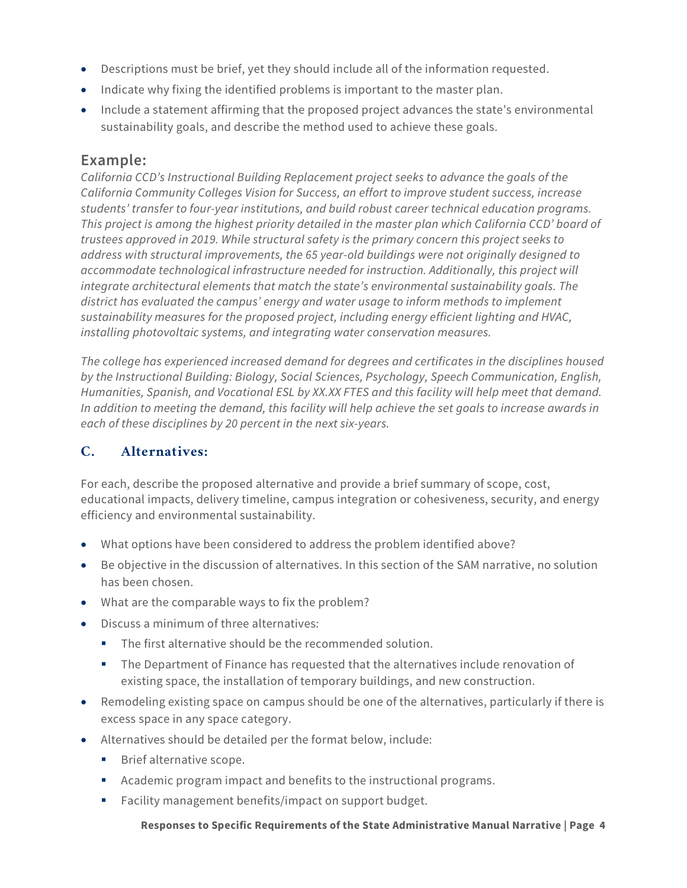- Descriptions must be brief, yet they should include all of the information requested.
- Indicate why fixing the identified problems is important to the master plan.
- Include a statement affirming that the proposed project advances the state's environmental sustainability goals, and describe the method used to achieve these goals.

## Example:

*California CCD's Instructional Building Replacement project seeks to advance the goals of the California Community Colleges Vision for Success, an effort to improve student success, increase students' transfer to four-year institutions, and build robust career technical education programs. This project is among the highest priority detailed in the master plan which California CCD' board of trustees approved in 2019. While structural safety is the primary concern this project seeks to address with structural improvements, the 65 year-old buildings were not originally designed to accommodate technological infrastructure needed for instruction. Additionally, this project will integrate architectural elements that match the state's environmental sustainability goals. The district has evaluated the campus' energy and water usage to inform methods to implement sustainability measures for the proposed project, including energy efficient lighting and HVAC, installing photovoltaic systems, and integrating water conservation measures.*

*The college has experienced increased demand for degrees and certificates in the disciplines housed by the Instructional Building: Biology, Social Sciences, Psychology, Speech Communication, English, Humanities, Spanish, and Vocational ESL by XX.XX FTES and this facility will help meet that demand. In addition to meeting the demand, this facility will help achieve the set goals to increase awards in each of these disciplines by 20 percent in the next six-years.*

### C. Alternatives:

For each, describe the proposed alternative and provide a brief summary of scope, cost, educational impacts, delivery timeline, campus integration or cohesiveness, security, and energy efficiency and environmental sustainability.

- What options have been considered to address the problem identified above?
- Be objective in the discussion of alternatives. In this section of the SAM narrative, no solution has been chosen.
- What are the comparable ways to fix the problem?
- Discuss a minimum of three alternatives:
  - The first alternative should be the recommended solution.
  - The Department of Finance has requested that the alternatives include renovation of existing space, the installation of temporary buildings, and new construction.
- Remodeling existing space on campus should be one of the alternatives, particularly if there is excess space in any space category.
- Alternatives should be detailed per the format below, include:
  - Brief alternative scope.
  - Academic program impact and benefits to the instructional programs.
  - Facility management benefits/impact on support budget.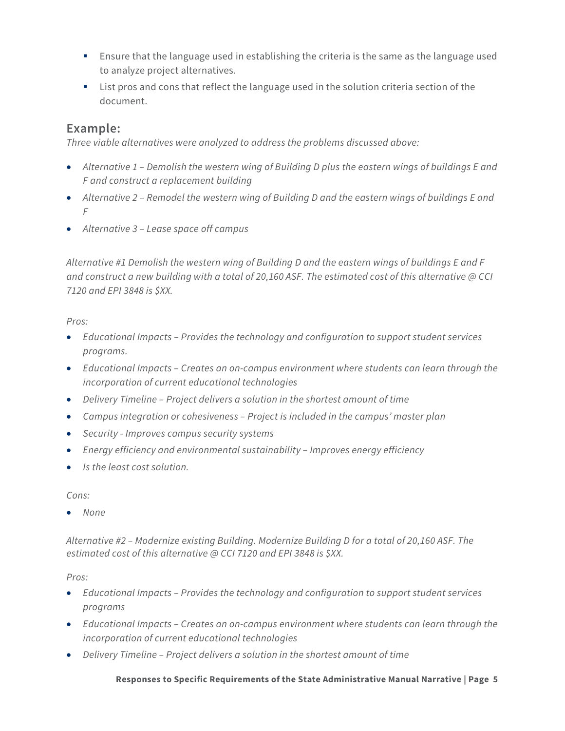- Ensure that the language used in establishing the criteria is the same as the language used to analyze project alternatives.
- List pros and cons that reflect the language used in the solution criteria section of the document.

## Example:

*Three viable alternatives were analyzed to address the problems discussed above:*

- *Alternative 1 – Demolish the western wing of Building D plus the eastern wings of buildings E and F and construct a replacement building*
- *Alternative 2 – Remodel the western wing of Building D and the eastern wings of buildings E and F*
- *Alternative 3 – Lease space off campus*

*Alternative #1 Demolish the western wing of Building D and the eastern wings of buildings E and F and construct a new building with a total of 20,160 ASF. The estimated cost of this alternative @ CCI 7120 and EPI 3848 is $XX.*

*Pros:*

- *Educational Impacts – Provides the technology and configuration to support student services programs.*
- *Educational Impacts – Creates an on-campus environment where students can learn through the incorporation of current educational technologies*
- *Delivery Timeline – Project delivers a solution in the shortest amount of time*
- *Campus integration or cohesiveness – Project is included in the campus' master plan*
- *Security - Improves campus security systems*
- *Energy efficiency and environmental sustainability – Improves energy efficiency*
- *Is the least cost solution.*

*Cons:*

- *None*

*Alternative #2 – Modernize existing Building. Modernize Building D for a total of 20,160 ASF. The estimated cost of this alternative @ CCI 7120 and EPI 3848 is $XX.*

*Pros:*

- *Educational Impacts – Provides the technology and configuration to support student services programs*
- *Educational Impacts – Creates an on-campus environment where students can learn through the incorporation of current educational technologies*
- *Delivery Timeline – Project delivers a solution in the shortest amount of time*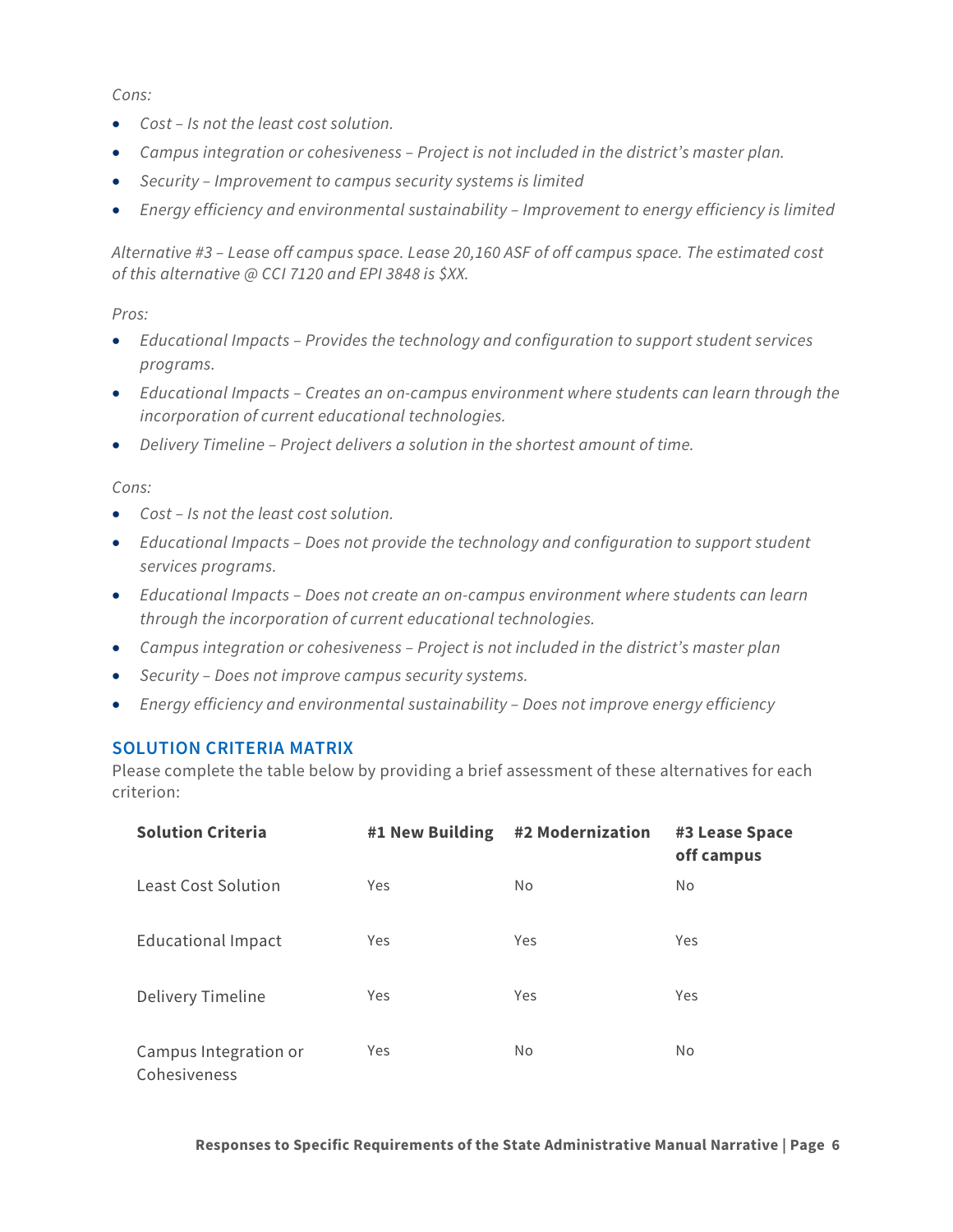*Cons:*

- *Cost – Is not the least cost solution.*
- *Campus integration or cohesiveness – Project is not included in the district's master plan.*
- *Security – Improvement to campus security systems is limited*
- *Energy efficiency and environmental sustainability – Improvement to energy efficiency is limited*

*Alternative #3 – Lease off campus space. Lease 20,160 ASF of off campus space. The estimated cost of this alternative @ CCI 7120 and EPI 3848 is $XX.*

*Pros:*

- *Educational Impacts – Provides the technology and configuration to support student services programs.*
- *Educational Impacts – Creates an on-campus environment where students can learn through the incorporation of current educational technologies.*
- *Delivery Timeline – Project delivers a solution in the shortest amount of time.*

*Cons:*

- *Cost – Is not the least cost solution.*
- *Educational Impacts – Does not provide the technology and configuration to support student services programs.*
- *Educational Impacts – Does not create an on-campus environment where students can learn through the incorporation of current educational technologies.*
- *Campus integration or cohesiveness – Project is not included in the district's master plan*
- *Security – Does not improve campus security systems.*
- *Energy efficiency and environmental sustainability – Does not improve energy efficiency*

## SOLUTION CRITERIA MATRIX

Please complete the table below by providing a brief assessment of these alternatives for each criterion:

| Solution Criteria | #1 New Building | #2 Modernization | #3 Lease Space off campus |
|---|---|---|---|
| Least Cost Solution | Yes | No | No |
| Educational Impact | Yes | Yes | Yes |
| Delivery Timeline | Yes | Yes | Yes |
| Campus Integration or Cohesiveness | Yes | No | No |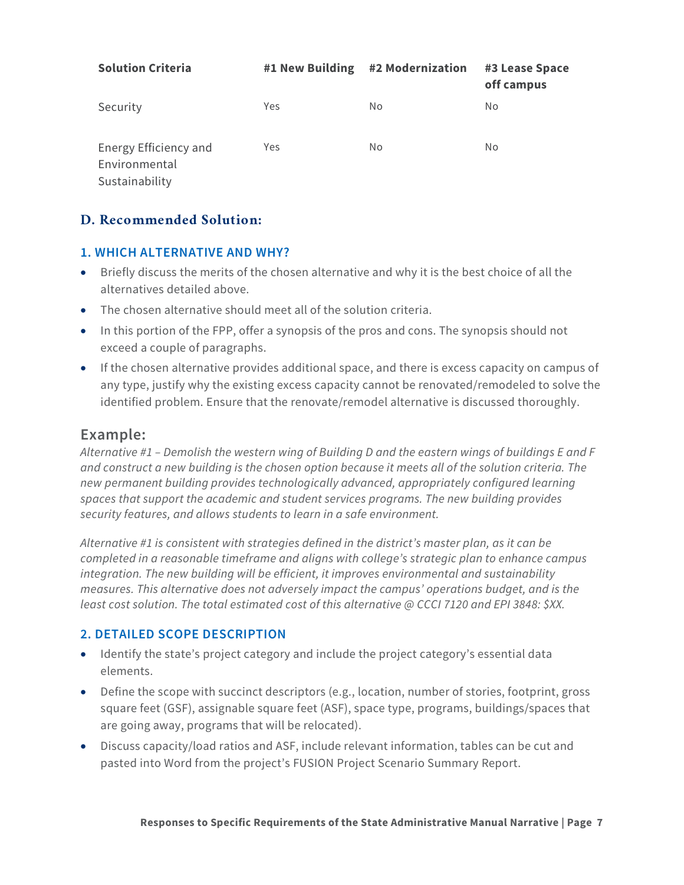| Solution Criteria | #1 New Building | #2 Modernization | #3 Lease Space off campus |
|---|---|---|---|
| Security | Yes | No | No |
| Energy Efficiency and Environmental Sustainability | Yes | No | No |

## D. Recommended Solution:

### 1. WHICH ALTERNATIVE AND WHY?

- Briefly discuss the merits of the chosen alternative and why it is the best choice of all the alternatives detailed above.
- The chosen alternative should meet all of the solution criteria.
- In this portion of the FPP, offer a synopsis of the pros and cons. The synopsis should not exceed a couple of paragraphs.
- If the chosen alternative provides additional space, and there is excess capacity on campus of any type, justify why the existing excess capacity cannot be renovated/remodeled to solve the identified problem. Ensure that the renovate/remodel alternative is discussed thoroughly.

## Example:

*Alternative #1 – Demolish the western wing of Building D and the eastern wings of buildings E and F and construct a new building is the chosen option because it meets all of the solution criteria. The new permanent building provides technologically advanced, appropriately configured learning spaces that support the academic and student services programs. The new building provides security features, and allows students to learn in a safe environment.*

*Alternative #1 is consistent with strategies defined in the district's master plan, as it can be completed in a reasonable timeframe and aligns with college's strategic plan to enhance campus integration. The new building will be efficient, it improves environmental and sustainability measures. This alternative does not adversely impact the campus' operations budget, and is the least cost solution. The total estimated cost of this alternative @ CCCI 7120 and EPI 3848: $XX.*

### 2. DETAILED SCOPE DESCRIPTION

- Identify the state's project category and include the project category's essential data elements.
- Define the scope with succinct descriptors (e.g., location, number of stories, footprint, gross square feet (GSF), assignable square feet (ASF), space type, programs, buildings/spaces that are going away, programs that will be relocated).
- Discuss capacity/load ratios and ASF, include relevant information, tables can be cut and pasted into Word from the project's FUSION Project Scenario Summary Report.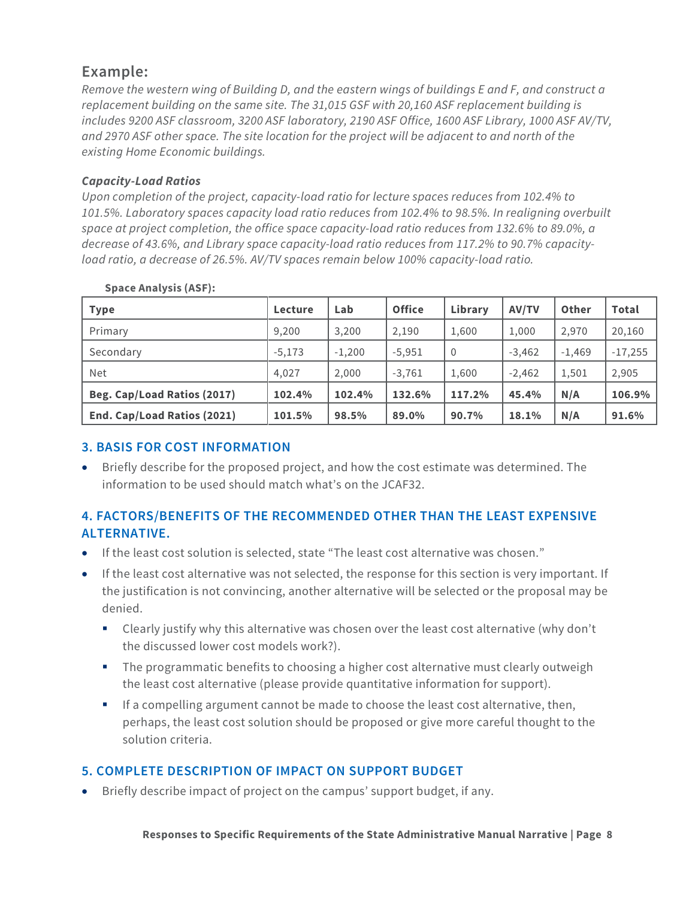## Example:

*Remove the western wing of Building D, and the eastern wings of buildings E and F, and construct a replacement building on the same site. The 31,015 GSF with 20,160 ASF replacement building is includes 9200 ASF classroom, 3200 ASF laboratory, 2190 ASF Office, 1600 ASF Library, 1000 ASF AV/TV, and 2970 ASF other space. The site location for the project will be adjacent to and north of the existing Home Economic buildings.*

***Capacity-Load Ratios***

*Upon completion of the project, capacity-load ratio for lecture spaces reduces from 102.4% to 101.5%. Laboratory spaces capacity load ratio reduces from 102.4% to 98.5%. In realigning overbuilt space at project completion, the office space capacity-load ratio reduces from 132.6% to 89.0%, a decrease of 43.6%, and Library space capacity-load ratio reduces from 117.2% to 90.7% capacity-load ratio, a decrease of 26.5%. AV/TV spaces remain below 100% capacity-load ratio.*

**Space Analysis (ASF):**

| Type | Lecture | Lab | Office | Library | AV/TV | Other | Total |
|---|---|---|---|---|---|---|---|
| Primary | 9,200 | 3,200 | 2,190 | 1,600 | 1,000 | 2,970 | 20,160 |
| Secondary | -5,173 | -1,200 | -5,951 | 0 | -3,462 | -1,469 | -17,255 |
| Net | 4,027 | 2,000 | -3,761 | 1,600 | -2,462 | 1,501 | 2,905 |
| **Beg. Cap/Load Ratios (2017)** | **102.4%** | **102.4%** | **132.6%** | **117.2%** | **45.4%** | **N/A** | **106.9%** |
| **End. Cap/Load Ratios (2021)** | **101.5%** | **98.5%** | **89.0%** | **90.7%** | **18.1%** | **N/A** | **91.6%** |

### 3. BASIS FOR COST INFORMATION

- Briefly describe for the proposed project, and how the cost estimate was determined. The information to be used should match what's on the JCAF32.

### 4. FACTORS/BENEFITS OF THE RECOMMENDED OTHER THAN THE LEAST EXPENSIVE ALTERNATIVE.

- If the least cost solution is selected, state "The least cost alternative was chosen."
- If the least cost alternative was not selected, the response for this section is very important. If the justification is not convincing, another alternative will be selected or the proposal may be denied.
  - Clearly justify why this alternative was chosen over the least cost alternative (why don't the discussed lower cost models work?).
  - The programmatic benefits to choosing a higher cost alternative must clearly outweigh the least cost alternative (please provide quantitative information for support).
  - If a compelling argument cannot be made to choose the least cost alternative, then, perhaps, the least cost solution should be proposed or give more careful thought to the solution criteria.

### 5. COMPLETE DESCRIPTION OF IMPACT ON SUPPORT BUDGET

- Briefly describe impact of project on the campus' support budget, if any.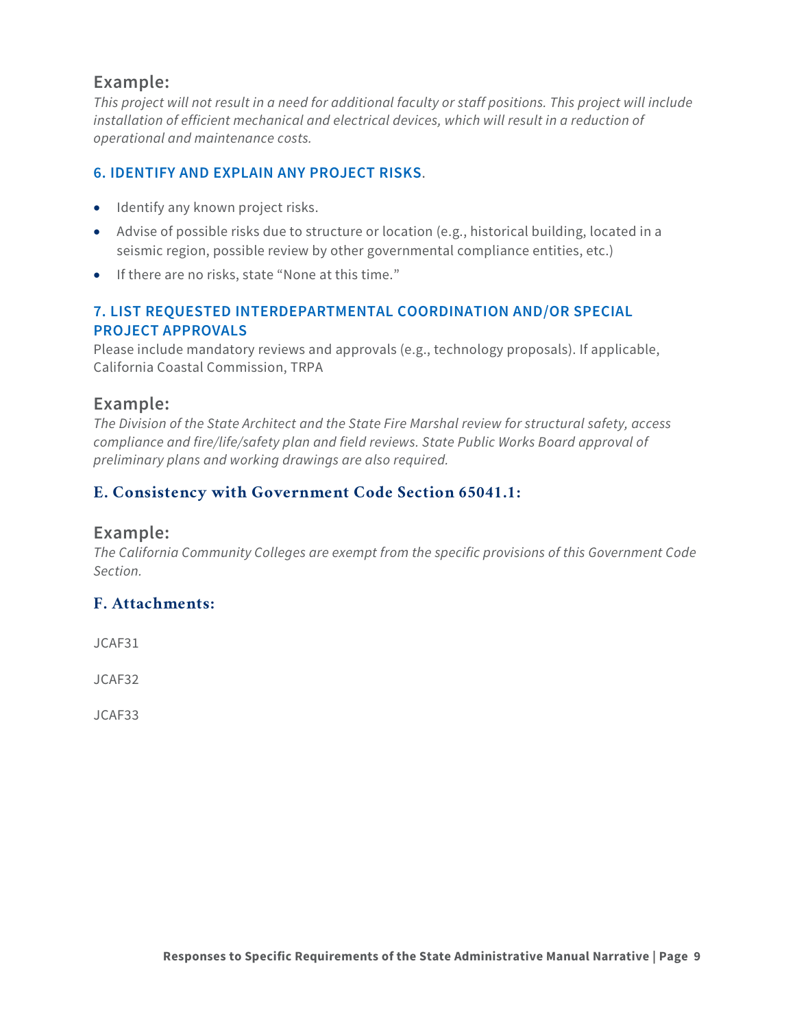### Example:

*This project will not result in a need for additional faculty or staff positions. This project will include installation of efficient mechanical and electrical devices, which will result in a reduction of operational and maintenance costs.*

### 6. IDENTIFY AND EXPLAIN ANY PROJECT RISKS.

- Identify any known project risks.
- Advise of possible risks due to structure or location (e.g., historical building, located in a seismic region, possible review by other governmental compliance entities, etc.)
- If there are no risks, state "None at this time."

### 7. LIST REQUESTED INTERDEPARTMENTAL COORDINATION AND/OR SPECIAL PROJECT APPROVALS

Please include mandatory reviews and approvals (e.g., technology proposals). If applicable, California Coastal Commission, TRPA

### Example:

*The Division of the State Architect and the State Fire Marshal review for structural safety, access compliance and fire/life/safety plan and field reviews. State Public Works Board approval of preliminary plans and working drawings are also required.*

## E. Consistency with Government Code Section 65041.1:

### Example:

*The California Community Colleges are exempt from the specific provisions of this Government Code Section.*

## F. Attachments:

JCAF31

JCAF32

JCAF33